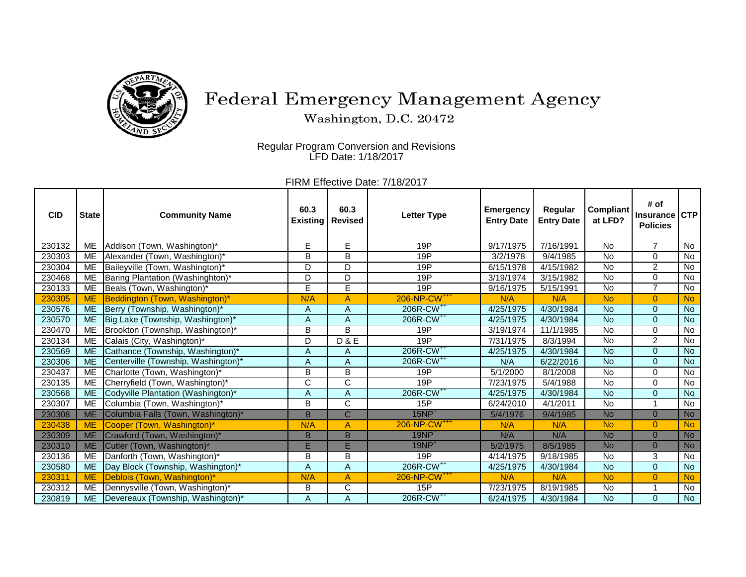# Federal Emergency Management Agency

Washington, D.C. 20472

Regular Program Conversion and Revisions
LFD Date: 1/18/2017

FIRM Effective Date: 7/18/2017

| CID | State | Community Name | 60.3 Existing | 60.3 Revised | Letter Type | Emergency Entry Date | Regular Entry Date | Compliant at LFD? | # of Insurance Policies | CTP |
|---|---|---|---|---|---|---|---|---|---|---|
| 230132 | ME | Addison (Town, Washington)* | E | E | 19P | 9/17/1975 | 7/16/1991 | No | 7 | No |
| 230303 | ME | Alexander (Town, Washington)* | B | B | 19P | 3/2/1978 | 9/4/1985 | No | 0 | No |
| 230304 | ME | Baileyville (Town, Washington)* | D | D | 19P | 6/15/1978 | 4/15/1982 | No | 2 | No |
| 230468 | ME | Baring Plantation (Washinghton)* | D | D | 19P | 3/19/1974 | 3/15/1982 | No | 0 | No |
| 230133 | ME | Beals (Town, Washington)* | E | E | 19P | 9/16/1975 | 5/15/1991 | No | 7 | No |
| 230305 | ME | Beddington (Town, Washington)* | N/A | A | 206-NP-CW+++ | N/A | N/A | No | 0 | No |
| 230576 | ME | Berry (Township, Washington)* | A | A | 206R-CW++ | 4/25/1975 | 4/30/1984 | No | 0 | No |
| 230570 | ME | Big Lake (Township, Washington)* | A | A | 206R-CW++ | 4/25/1975 | 4/30/1984 | No | 0 | No |
| 230470 | ME | Brookton (Township, Washington)* | B | B | 19P | 3/19/1974 | 11/1/1985 | No | 0 | No |
| 230134 | ME | Calais (City, Washington)* | D | D & E | 19P | 7/31/1975 | 8/3/1994 | No | 2 | No |
| 230569 | ME | Cathance (Township, Washington)* | A | A | 206R-CW++ | 4/25/1975 | 4/30/1984 | No | 0 | No |
| 230306 | ME | Centerville (Township, Washington)* | A | A | 206R-CW++ | N/A | 6/22/2016 | No | 0 | No |
| 230437 | ME | Charlotte (Town, Washington)* | B | B | 19P | 5/1/2000 | 8/1/2008 | No | 0 | No |
| 230135 | ME | Cherryfield (Town, Washington)* | C | C | 19P | 7/23/1975 | 5/4/1988 | No | 0 | No |
| 230568 | ME | Codyville Plantation (Washington)* | A | A | 206R-CW++ | 4/25/1975 | 4/30/1984 | No | 0 | No |
| 230307 | ME | Columbia (Town, Washington)* | B | C | 15P | 6/24/2010 | 4/1/2011 | No | 1 | No |
| 230308 | ME | Columbia Falls (Town, Washington)* | B | C | 15NP+ | 5/4/1976 | 9/4/1985 | No | 0 | No |
| 230438 | ME | Cooper (Town, Washington)* | N/A | A | 206-NP-CW+++ | N/A | N/A | No | 0 | No |
| 230309 | ME | Crawford (Town, Washington)* | B | B | 19NP+ | N/A | N/A | No | 0 | No |
| 230310 | ME | Cutler (Town, Washington)* | E | E | 19NP+ | 5/2/1975 | 8/5/1985 | No | 0 | No |
| 230136 | ME | Danforth (Town, Washington)* | B | B | 19P | 4/14/1975 | 9/18/1985 | No | 3 | No |
| 230580 | ME | Day Block (Township, Washington)* | A | A | 206R-CW++ | 4/25/1975 | 4/30/1984 | No | 0 | No |
| 230311 | ME | Deblois (Town, Washington)* | N/A | A | 206-NP-CW+++ | N/A | N/A | No | 0 | No |
| 230312 | ME | Dennysville (Town, Washington)* | B | C | 15P | 7/23/1975 | 8/19/1985 | No | 1 | No |
| 230819 | ME | Devereaux (Township, Washington)* | A | A | 206R-CW++ | 6/24/1975 | 4/30/1984 | No | 0 | No |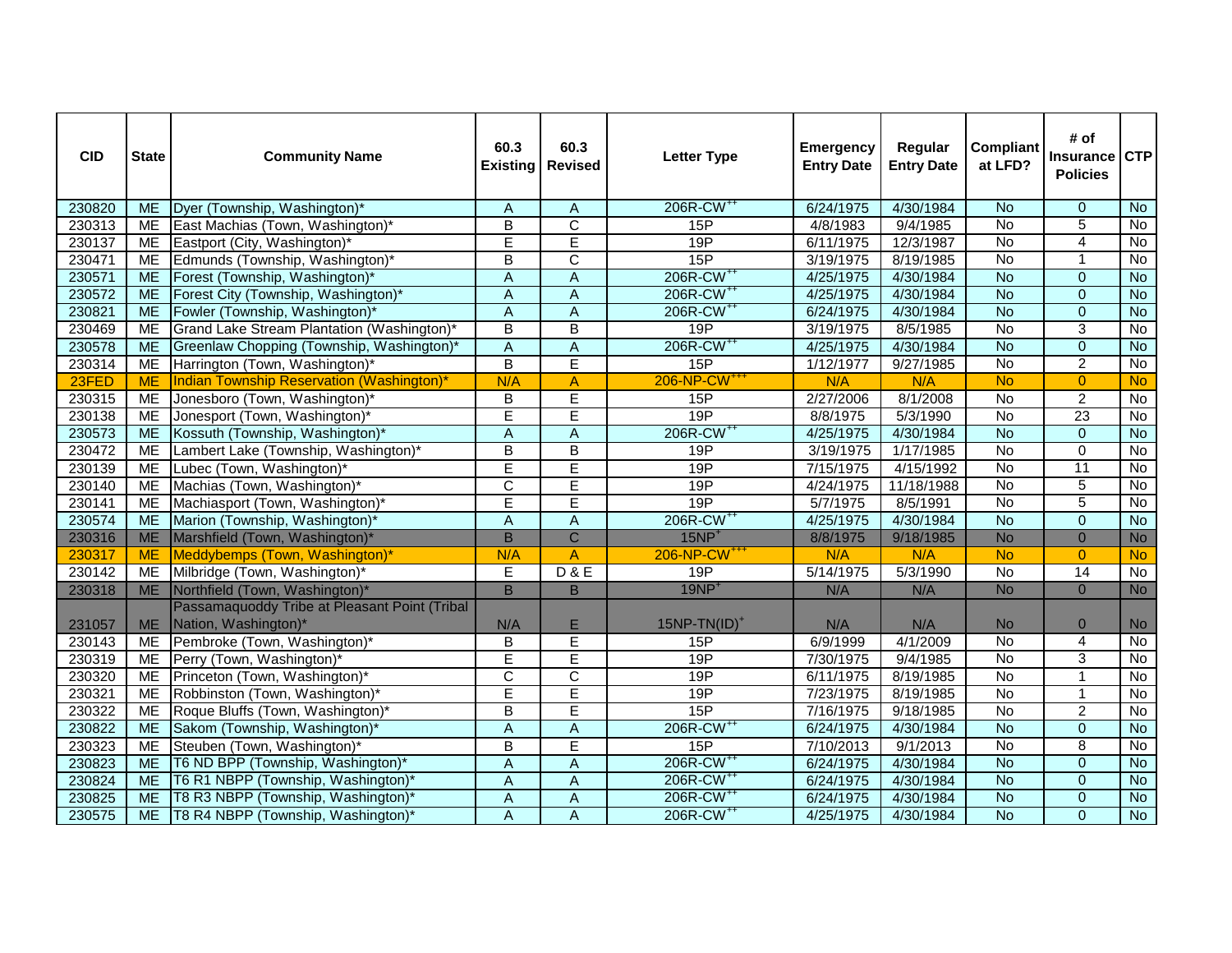| CID | State | Community Name | 60.3 Existing | 60.3 Revised | Letter Type | Emergency Entry Date | Regular Entry Date | Compliant at LFD? | # of Insurance Policies | CTP |
|---|---|---|---|---|---|---|---|---|---|---|
| 230820 | ME | Dyer (Township, Washington)* | A | A | 206R-CW++ | 6/24/1975 | 4/30/1984 | No | 0 | No |
| 230313 | ME | East Machias (Town, Washington)* | B | C | 15P | 4/8/1983 | 9/4/1985 | No | 5 | No |
| 230137 | ME | Eastport (City, Washington)* | E | E | 19P | 6/11/1975 | 12/3/1987 | No | 4 | No |
| 230471 | ME | Edmunds (Township, Washington)* | B | C | 15P | 3/19/1975 | 8/19/1985 | No | 1 | No |
| 230571 | ME | Forest (Township, Washington)* | A | A | 206R-CW++ | 4/25/1975 | 4/30/1984 | No | 0 | No |
| 230572 | ME | Forest City (Township, Washington)* | A | A | 206R-CW++ | 4/25/1975 | 4/30/1984 | No | 0 | No |
| 230821 | ME | Fowler (Township, Washington)* | A | A | 206R-CW++ | 6/24/1975 | 4/30/1984 | No | 0 | No |
| 230469 | ME | Grand Lake Stream Plantation (Washington)* | B | B | 19P | 3/19/1975 | 8/5/1985 | No | 3 | No |
| 230578 | ME | Greenlaw Chopping (Township, Washington)* | A | A | 206R-CW++ | 4/25/1975 | 4/30/1984 | No | 0 | No |
| 230314 | ME | Harrington (Town, Washington)* | B | E | 15P | 1/12/1977 | 9/27/1985 | No | 2 | No |
| 23FED | ME | Indian Township Reservation (Washington)* | N/A | A | 206-NP-CW+++ | N/A | N/A | No | 0 | No |
| 230315 | ME | Jonesboro (Town, Washington)* | B | E | 15P | 2/27/2006 | 8/1/2008 | No | 2 | No |
| 230138 | ME | Jonesport (Town, Washington)* | E | E | 19P | 8/8/1975 | 5/3/1990 | No | 23 | No |
| 230573 | ME | Kossuth (Township, Washington)* | A | A | 206R-CW++ | 4/25/1975 | 4/30/1984 | No | 0 | No |
| 230472 | ME | Lambert Lake (Township, Washington)* | B | B | 19P | 3/19/1975 | 1/17/1985 | No | 0 | No |
| 230139 | ME | Lubec (Town, Washington)* | E | E | 19P | 7/15/1975 | 4/15/1992 | No | 11 | No |
| 230140 | ME | Machias (Town, Washington)* | C | E | 19P | 4/24/1975 | 11/18/1988 | No | 5 | No |
| 230141 | ME | Machiasport (Town, Washington)* | E | E | 19P | 5/7/1975 | 8/5/1991 | No | 5 | No |
| 230574 | ME | Marion (Township, Washington)* | A | A | 206R-CW++ | 4/25/1975 | 4/30/1984 | No | 0 | No |
| 230316 | ME | Marshfield (Town, Washington)* | B | C | 15NP+ | 8/8/1975 | 9/18/1985 | No | 0 | No |
| 230317 | ME | Meddybemps (Town, Washington)* | N/A | A | 206-NP-CW+++ | N/A | N/A | No | 0 | No |
| 230142 | ME | Milbridge (Town, Washington)* | E | D & E | 19P | 5/14/1975 | 5/3/1990 | No | 14 | No |
| 230318 | ME | Northfield (Town, Washington)* | B | B | 19NP+ | N/A | N/A | No | 0 | No |
| 231057 | ME | Passamaquoddy Tribe at Pleasant Point (Tribal Nation, Washington)* | N/A | E | 15NP-TN(ID)+ | N/A | N/A | No | 0 | No |
| 230143 | ME | Pembroke (Town, Washington)* | B | E | 15P | 6/9/1999 | 4/1/2009 | No | 4 | No |
| 230319 | ME | Perry (Town, Washington)* | E | E | 19P | 7/30/1975 | 9/4/1985 | No | 3 | No |
| 230320 | ME | Princeton (Town, Washington)* | C | C | 19P | 6/11/1975 | 8/19/1985 | No | 1 | No |
| 230321 | ME | Robbinston (Town, Washington)* | E | E | 19P | 7/23/1975 | 8/19/1985 | No | 1 | No |
| 230322 | ME | Roque Bluffs (Town, Washington)* | B | E | 15P | 7/16/1975 | 9/18/1985 | No | 2 | No |
| 230822 | ME | Sakom (Township, Washington)* | A | A | 206R-CW++ | 6/24/1975 | 4/30/1984 | No | 0 | No |
| 230323 | ME | Steuben (Town, Washington)* | B | E | 15P | 7/10/2013 | 9/1/2013 | No | 8 | No |
| 230823 | ME | T6 ND BPP (Township, Washington)* | A | A | 206R-CW++ | 6/24/1975 | 4/30/1984 | No | 0 | No |
| 230824 | ME | T6 R1 NBPP (Township, Washington)* | A | A | 206R-CW++ | 6/24/1975 | 4/30/1984 | No | 0 | No |
| 230825 | ME | T8 R3 NBPP (Township, Washington)* | A | A | 206R-CW++ | 6/24/1975 | 4/30/1984 | No | 0 | No |
| 230575 | ME | T8 R4 NBPP (Township, Washington)* | A | A | 206R-CW++ | 4/25/1975 | 4/30/1984 | No | 0 | No |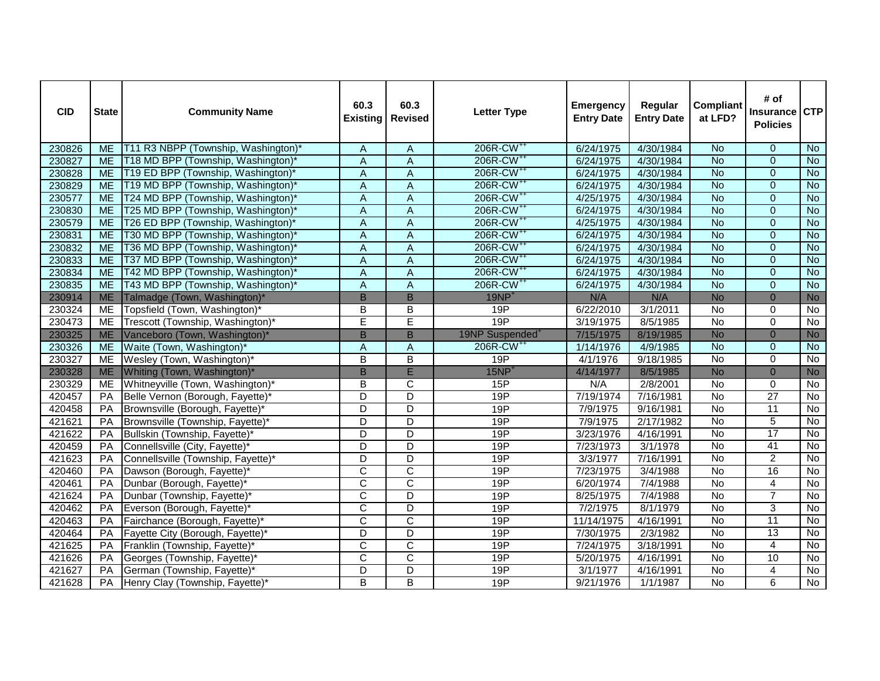| CID | State | Community Name | 60.3 Existing | 60.3 Revised | Letter Type | Emergency Entry Date | Regular Entry Date | Compliant at LFD? | # of Insurance Policies | CTP |
|---|---|---|---|---|---|---|---|---|---|---|
| 230826 | ME | T11 R3 NBPP (Township, Washington)* | A | A | 206R-CW[++] | 6/24/1975 | 4/30/1984 | No | 0 | No |
| 230827 | ME | T18 MD BPP (Township, Washington)* | A | A | 206R-CW[++] | 6/24/1975 | 4/30/1984 | No | 0 | No |
| 230828 | ME | T19 ED BPP (Township, Washington)* | A | A | 206R-CW[++] | 6/24/1975 | 4/30/1984 | No | 0 | No |
| 230829 | ME | T19 MD BPP (Township, Washington)* | A | A | 206R-CW[++] | 6/24/1975 | 4/30/1984 | No | 0 | No |
| 230577 | ME | T24 MD BPP (Township, Washington)* | A | A | 206R-CW[++] | 4/25/1975 | 4/30/1984 | No | 0 | No |
| 230830 | ME | T25 MD BPP (Township, Washington)* | A | A | 206R-CW[++] | 6/24/1975 | 4/30/1984 | No | 0 | No |
| 230579 | ME | T26 ED BPP (Township, Washington)* | A | A | 206R-CW[++] | 4/25/1975 | 4/30/1984 | No | 0 | No |
| 230831 | ME | T30 MD BPP (Township, Washington)* | A | A | 206R-CW[++] | 6/24/1975 | 4/30/1984 | No | 0 | No |
| 230832 | ME | T36 MD BPP (Township, Washington)* | A | A | 206R-CW[++] | 6/24/1975 | 4/30/1984 | No | 0 | No |
| 230833 | ME | T37 MD BPP (Township, Washington)* | A | A | 206R-CW[++] | 6/24/1975 | 4/30/1984 | No | 0 | No |
| 230834 | ME | T42 MD BPP (Township, Washington)* | A | A | 206R-CW[++] | 6/24/1975 | 4/30/1984 | No | 0 | No |
| 230835 | ME | T43 MD BPP (Township, Washington)* | A | A | 206R-CW[++] | 6/24/1975 | 4/30/1984 | No | 0 | No |
| 230914 | ME | Talmadge (Town, Washington)* | B | B | 19NP[+] | N/A | N/A | No | 0 | No |
| 230324 | ME | Topsfield (Town, Washington)* | B | B | 19P | 6/22/2010 | 3/1/2011 | No | 0 | No |
| 230473 | ME | Trescott (Township, Washington)* | E | E | 19P | 3/19/1975 | 8/5/1985 | No | 0 | No |
| 230325 | ME | Vanceboro (Town, Washington)* | B | B | 19NP Suspended[+] | 7/15/1975 | 8/19/1985 | No | 0 | No |
| 230326 | ME | Waite (Town, Washington)* | A | A | 206R-CW[++] | 1/14/1976 | 4/9/1985 | No | 0 | No |
| 230327 | ME | Wesley (Town, Washington)* | B | B | 19P | 4/1/1976 | 9/18/1985 | No | 0 | No |
| 230328 | ME | Whiting (Town, Washington)* | B | E | 15NP[+] | 4/14/1977 | 8/5/1985 | No | 0 | No |
| 230329 | ME | Whitneyville (Town, Washington)* | B | C | 15P | N/A | 2/8/2001 | No | 0 | No |
| 420457 | PA | Belle Vernon (Borough, Fayette)* | D | D | 19P | 7/19/1974 | 7/16/1981 | No | 27 | No |
| 420458 | PA | Brownsville (Borough, Fayette)* | D | D | 19P | 7/9/1975 | 9/16/1981 | No | 11 | No |
| 421621 | PA | Brownsville (Township, Fayette)* | D | D | 19P | 7/9/1975 | 2/17/1982 | No | 5 | No |
| 421622 | PA | Bullskin (Township, Fayette)* | D | D | 19P | 3/23/1976 | 4/16/1991 | No | 17 | No |
| 420459 | PA | Connellsville (City, Fayette)* | D | D | 19P | 7/23/1973 | 3/1/1978 | No | 41 | No |
| 421623 | PA | Connellsville (Township, Fayette)* | D | D | 19P | 3/3/1977 | 7/16/1991 | No | 2 | No |
| 420460 | PA | Dawson (Borough, Fayette)* | C | C | 19P | 7/23/1975 | 3/4/1988 | No | 16 | No |
| 420461 | PA | Dunbar (Borough, Fayette)* | C | C | 19P | 6/20/1974 | 7/4/1988 | No | 4 | No |
| 421624 | PA | Dunbar (Township, Fayette)* | C | D | 19P | 8/25/1975 | 7/4/1988 | No | 7 | No |
| 420462 | PA | Everson (Borough, Fayette)* | C | D | 19P | 7/2/1975 | 8/1/1979 | No | 3 | No |
| 420463 | PA | Fairchance (Borough, Fayette)* | C | C | 19P | 11/14/1975 | 4/16/1991 | No | 11 | No |
| 420464 | PA | Fayette City (Borough, Fayette)* | D | D | 19P | 7/30/1975 | 2/3/1982 | No | 13 | No |
| 421625 | PA | Franklin (Township, Fayette)* | C | C | 19P | 7/24/1975 | 3/18/1991 | No | 4 | No |
| 421626 | PA | Georges (Township, Fayette)* | C | C | 19P | 5/20/1975 | 4/16/1991 | No | 10 | No |
| 421627 | PA | German (Township, Fayette)* | D | D | 19P | 3/1/1977 | 4/16/1991 | No | 4 | No |
| 421628 | PA | Henry Clay (Township, Fayette)* | B | B | 19P | 9/21/1976 | 1/1/1987 | No | 6 | No |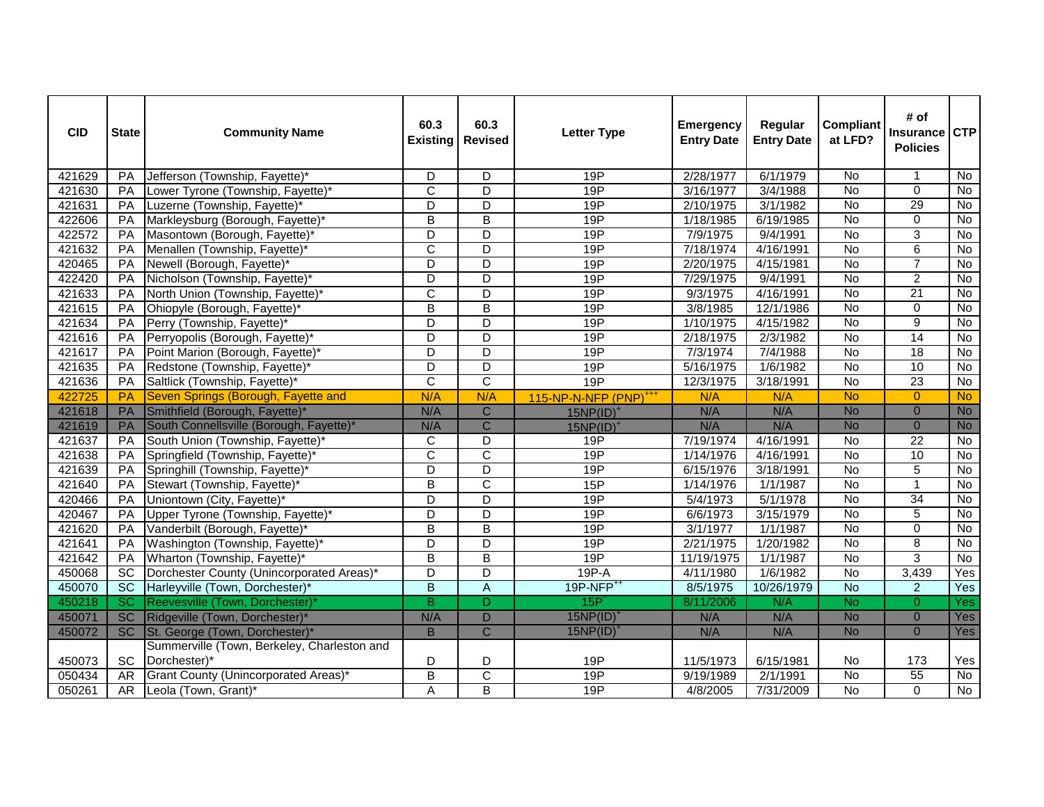| CID | State | Community Name | 60.3 Existing | 60.3 Revised | Letter Type | Emergency Entry Date | Regular Entry Date | Compliant at LFD? | # of Insurance Policies | CTP |
|---|---|---|---|---|---|---|---|---|---|---|
| 421629 | PA | Jefferson (Township, Fayette)* | D | D | 19P | 2/28/1977 | 6/1/1979 | No | 1 | No |
| 421630 | PA | Lower Tyrone (Township, Fayette)* | C | D | 19P | 3/16/1977 | 3/4/1988 | No | 0 | No |
| 421631 | PA | Luzerne (Township, Fayette)* | D | D | 19P | 2/10/1975 | 3/1/1982 | No | 29 | No |
| 422606 | PA | Markleysburg (Borough, Fayette)* | B | B | 19P | 1/18/1985 | 6/19/1985 | No | 0 | No |
| 422572 | PA | Masontown (Borough, Fayette)* | D | D | 19P | 7/9/1975 | 9/4/1991 | No | 3 | No |
| 421632 | PA | Menallen (Township, Fayette)* | C | D | 19P | 7/18/1974 | 4/16/1991 | No | 6 | No |
| 420465 | PA | Newell (Borough, Fayette)* | D | D | 19P | 2/20/1975 | 4/15/1981 | No | 7 | No |
| 422420 | PA | Nicholson (Township, Fayette)* | D | D | 19P | 7/29/1975 | 9/4/1991 | No | 2 | No |
| 421633 | PA | North Union (Township, Fayette)* | C | D | 19P | 9/3/1975 | 4/16/1991 | No | 21 | No |
| 421615 | PA | Ohiopyle (Borough, Fayette)* | B | B | 19P | 3/8/1985 | 12/1/1986 | No | 0 | No |
| 421634 | PA | Perry (Township, Fayette)* | D | D | 19P | 1/10/1975 | 4/15/1982 | No | 9 | No |
| 421616 | PA | Perryopolis (Borough, Fayette)* | D | D | 19P | 2/18/1975 | 2/3/1982 | No | 14 | No |
| 421617 | PA | Point Marion (Borough, Fayette)* | D | D | 19P | 7/3/1974 | 7/4/1988 | No | 18 | No |
| 421635 | PA | Redstone (Township, Fayette)* | D | D | 19P | 5/16/1975 | 1/6/1982 | No | 10 | No |
| 421636 | PA | Saltlick (Township, Fayette)* | C | C | 19P | 12/3/1975 | 3/18/1991 | No | 23 | No |
| 422725 | PA | Seven Springs (Borough, Fayette and | N/A | N/A | 115-NP-N-NFP (PNP)+++ | N/A | N/A | No | 0 | No |
| 421618 | PA | Smithfield (Borough, Fayette)* | N/A | C | 15NP(ID)+ | N/A | N/A | No | 0 | No |
| 421619 | PA | South Connellsville (Borough, Fayette)* | N/A | C | 15NP(ID)+ | N/A | N/A | No | 0 | No |
| 421637 | PA | South Union (Township, Fayette)* | C | D | 19P | 7/19/1974 | 4/16/1991 | No | 22 | No |
| 421638 | PA | Springfield (Township, Fayette)* | C | C | 19P | 1/14/1976 | 4/16/1991 | No | 10 | No |
| 421639 | PA | Springhill (Township, Fayette)* | D | D | 19P | 6/15/1976 | 3/18/1991 | No | 5 | No |
| 421640 | PA | Stewart (Township, Fayette)* | B | C | 15P | 1/14/1976 | 1/1/1987 | No | 1 | No |
| 420466 | PA | Uniontown (City, Fayette)* | D | D | 19P | 5/4/1973 | 5/1/1978 | No | 34 | No |
| 420467 | PA | Upper Tyrone (Township, Fayette)* | D | D | 19P | 6/6/1973 | 3/15/1979 | No | 5 | No |
| 421620 | PA | Vanderbilt (Borough, Fayette)* | B | B | 19P | 3/1/1977 | 1/1/1987 | No | 0 | No |
| 421641 | PA | Washington (Township, Fayette)* | D | D | 19P | 2/21/1975 | 1/20/1982 | No | 8 | No |
| 421642 | PA | Wharton (Township, Fayette)* | B | B | 19P | 11/19/1975 | 1/1/1987 | No | 3 | No |
| 450068 | SC | Dorchester County (Unincorporated Areas)* | D | D | 19P-A | 4/11/1980 | 1/6/1982 | No | 3,439 | Yes |
| 450070 | SC | Harleyville (Town, Dorchester)* | B | A | 19P-NFP++ | 8/5/1975 | 10/26/1979 | No | 2 | Yes |
| 450218 | SC | Reevesville (Town, Dorchester)* | B | D | 15P^ | 8/11/2006 | N/A | No | 0 | Yes |
| 450071 | SC | Ridgeville (Town, Dorchester)* | N/A | D | 15NP(ID)+ | N/A | N/A | No | 0 | Yes |
| 450072 | SC | St. George (Town, Dorchester)* | B | C | 15NP(ID)+ | N/A | N/A | No | 0 | Yes |
| 450073 | SC | Summerville (Town, Berkeley, Charleston and Dorchester)* | D | D | 19P | 11/5/1973 | 6/15/1981 | No | 173 | Yes |
| 050434 | AR | Grant County (Unincorporated Areas)* | B | C | 19P | 9/19/1989 | 2/1/1991 | No | 55 | No |
| 050261 | AR | Leola (Town, Grant)* | A | B | 19P | 4/8/2005 | 7/31/2009 | No | 0 | No |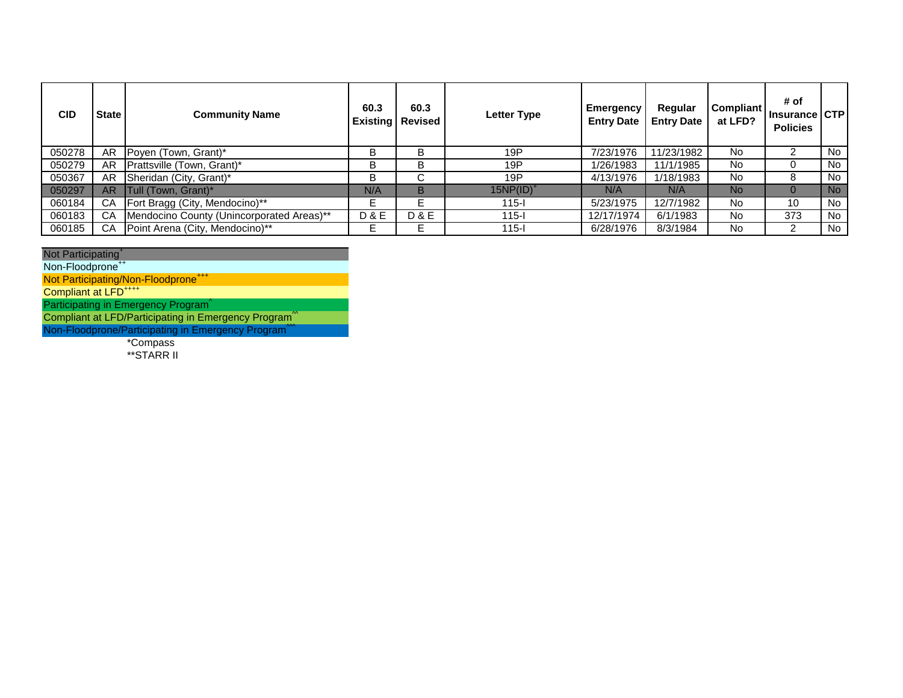| CID | State | Community Name | 60.3 Existing | 60.3 Revised | Letter Type | Emergency Entry Date | Regular Entry Date | Compliant at LFD? | # of Insurance Policies | CTP |
|---|---|---|---|---|---|---|---|---|---|---|
| 050278 | AR | Poyen (Town, Grant)* | B | B | 19P | 7/23/1976 | 11/23/1982 | No | 2 | No |
| 050279 | AR | Prattsville (Town, Grant)* | B | B | 19P | 1/26/1983 | 11/1/1985 | No | 0 | No |
| 050367 | AR | Sheridan (City, Grant)* | B | C | 19P | 4/13/1976 | 1/18/1983 | No | 8 | No |
| 050297 | AR | Tull (Town, Grant)* | N/A | B | 15NP(ID)+ | N/A | N/A | No | 0 | No |
| 060184 | CA | Fort Bragg (City, Mendocino)** | E | E | 115-I | 5/23/1975 | 12/7/1982 | No | 10 | No |
| 060183 | CA | Mendocino County (Unincorporated Areas)** | D & E | D & E | 115-I | 12/17/1974 | 6/1/1983 | No | 373 | No |
| 060185 | CA | Point Arena (City, Mendocino)** | E | E | 115-I | 6/28/1976 | 8/3/1984 | No | 2 | No |

Not Participating+

Non-Floodprone++

Not Participating/Non-Floodprone+++

Compliant at LFD++++

Participating in Emergency Program^

Compliant at LFD/Participating in Emergency Program^^

Non-Floodprone/Participating in Emergency Program^^^

*Compass

**STARR II